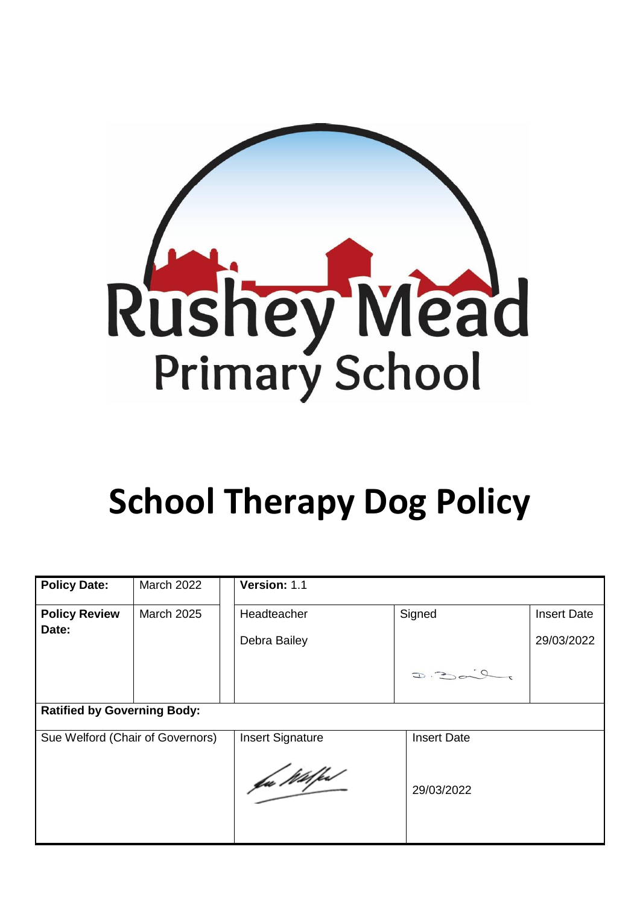Rushey Mead
Primary School

# School Therapy Dog Policy

| **Policy Date:** | March 2022 | **Version:** 1.1 | | |
|---|---|---|---|---|
| **Policy Review Date:** | March 2025 | Headteacher<br><br>Debra Bailey | Signed<br><br>D. Bailey | Insert Date<br><br>29/03/2022 |
| **Ratified by Governing Body:** | | | | |
| Sue Welford (Chair of Governors) | | Insert Signature<br><br>Sue Welford | Insert Date<br><br>29/03/2022 | |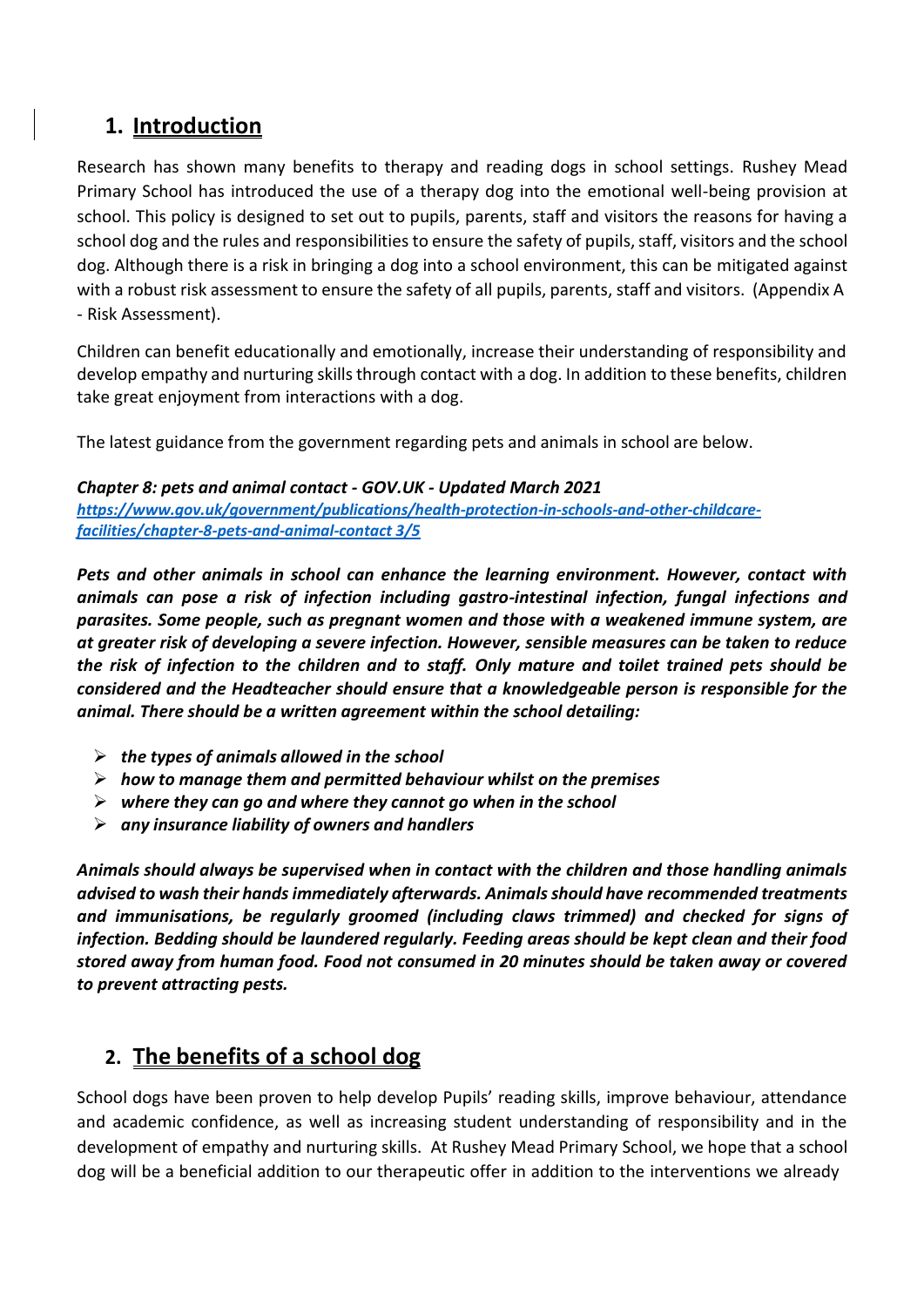## 1. Introduction

Research has shown many benefits to therapy and reading dogs in school settings. Rushey Mead Primary School has introduced the use of a therapy dog into the emotional well-being provision at school. This policy is designed to set out to pupils, parents, staff and visitors the reasons for having a school dog and the rules and responsibilities to ensure the safety of pupils, staff, visitors and the school dog. Although there is a risk in bringing a dog into a school environment, this can be mitigated against with a robust risk assessment to ensure the safety of all pupils, parents, staff and visitors. (Appendix A - Risk Assessment).

Children can benefit educationally and emotionally, increase their understanding of responsibility and develop empathy and nurturing skills through contact with a dog. In addition to these benefits, children take great enjoyment from interactions with a dog.

The latest guidance from the government regarding pets and animals in school are below.

***Chapter 8: pets and animal contact - GOV.UK - Updated March 2021***
***[https://www.gov.uk/government/publications/health-protection-in-schools-and-other-childcare-facilities/chapter-8-pets-and-animal-contact 3/5](https://www.gov.uk/government/publications/health-protection-in-schools-and-other-childcare-facilities/chapter-8-pets-and-animal-contact)***

***Pets and other animals in school can enhance the learning environment. However, contact with animals can pose a risk of infection including gastro-intestinal infection, fungal infections and parasites. Some people, such as pregnant women and those with a weakened immune system, are at greater risk of developing a severe infection. However, sensible measures can be taken to reduce the risk of infection to the children and to staff. Only mature and toilet trained pets should be considered and the Headteacher should ensure that a knowledgeable person is responsible for the animal. There should be a written agreement within the school detailing:***

- ***the types of animals allowed in the school***
- ***how to manage them and permitted behaviour whilst on the premises***
- ***where they can go and where they cannot go when in the school***
- ***any insurance liability of owners and handlers***

***Animals should always be supervised when in contact with the children and those handling animals advised to wash their hands immediately afterwards. Animals should have recommended treatments and immunisations, be regularly groomed (including claws trimmed) and checked for signs of infection. Bedding should be laundered regularly. Feeding areas should be kept clean and their food stored away from human food. Food not consumed in 20 minutes should be taken away or covered to prevent attracting pests.***

## 2. The benefits of a school dog

School dogs have been proven to help develop Pupils' reading skills, improve behaviour, attendance and academic confidence, as well as increasing student understanding of responsibility and in the development of empathy and nurturing skills. At Rushey Mead Primary School, we hope that a school dog will be a beneficial addition to our therapeutic offer in addition to the interventions we already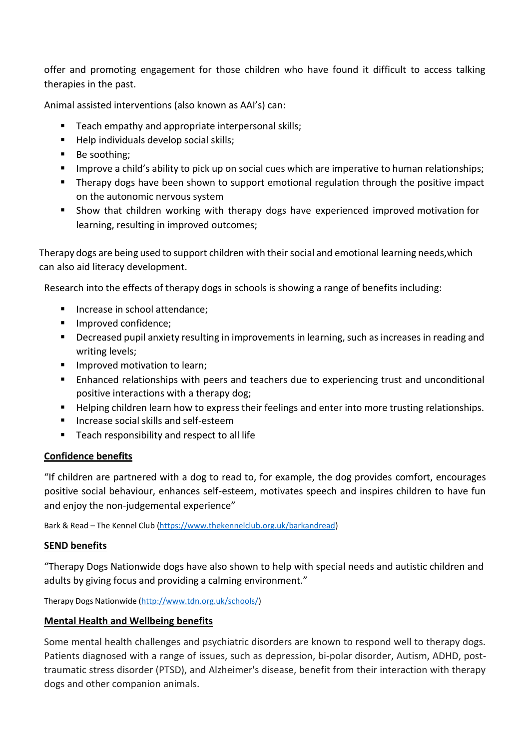offer and promoting engagement for those children who have found it difficult to access talking therapies in the past.

Animal assisted interventions (also known as AAI's) can:

- Teach empathy and appropriate interpersonal skills;
- Help individuals develop social skills;
- Be soothing;
- Improve a child's ability to pick up on social cues which are imperative to human relationships;
- Therapy dogs have been shown to support emotional regulation through the positive impact on the autonomic nervous system
- Show that children working with therapy dogs have experienced improved motivation for learning, resulting in improved outcomes;

Therapy dogs are being used to support children with their social and emotional learning needs,which can also aid literacy development.

Research into the effects of therapy dogs in schools is showing a range of benefits including:

- Increase in school attendance;
- Improved confidence;
- Decreased pupil anxiety resulting in improvements in learning, such as increases in reading and writing levels;
- Improved motivation to learn;
- Enhanced relationships with peers and teachers due to experiencing trust and unconditional positive interactions with a therapy dog;
- Helping children learn how to express their feelings and enter into more trusting relationships.
- Increase social skills and self-esteem
- Teach responsibility and respect to all life

**Confidence benefits**

"If children are partnered with a dog to read to, for example, the dog provides comfort, encourages positive social behaviour, enhances self-esteem, motivates speech and inspires children to have fun and enjoy the non-judgemental experience"

Bark & Read – The Kennel Club ([https://www.thekennelclub.org.uk/barkandread](https://www.thekennelclub.org.uk/barkandread))

**SEND benefits**

"Therapy Dogs Nationwide dogs have also shown to help with special needs and autistic children and adults by giving focus and providing a calming environment."

Therapy Dogs Nationwide ([http://www.tdn.org.uk/schools/](http://www.tdn.org.uk/schools/))

**Mental Health and Wellbeing benefits**

Some mental health challenges and psychiatric disorders are known to respond well to therapy dogs. Patients diagnosed with a range of issues, such as depression, bi-polar disorder, Autism, ADHD, post-traumatic stress disorder (PTSD), and Alzheimer's disease, benefit from their interaction with therapy dogs and other companion animals.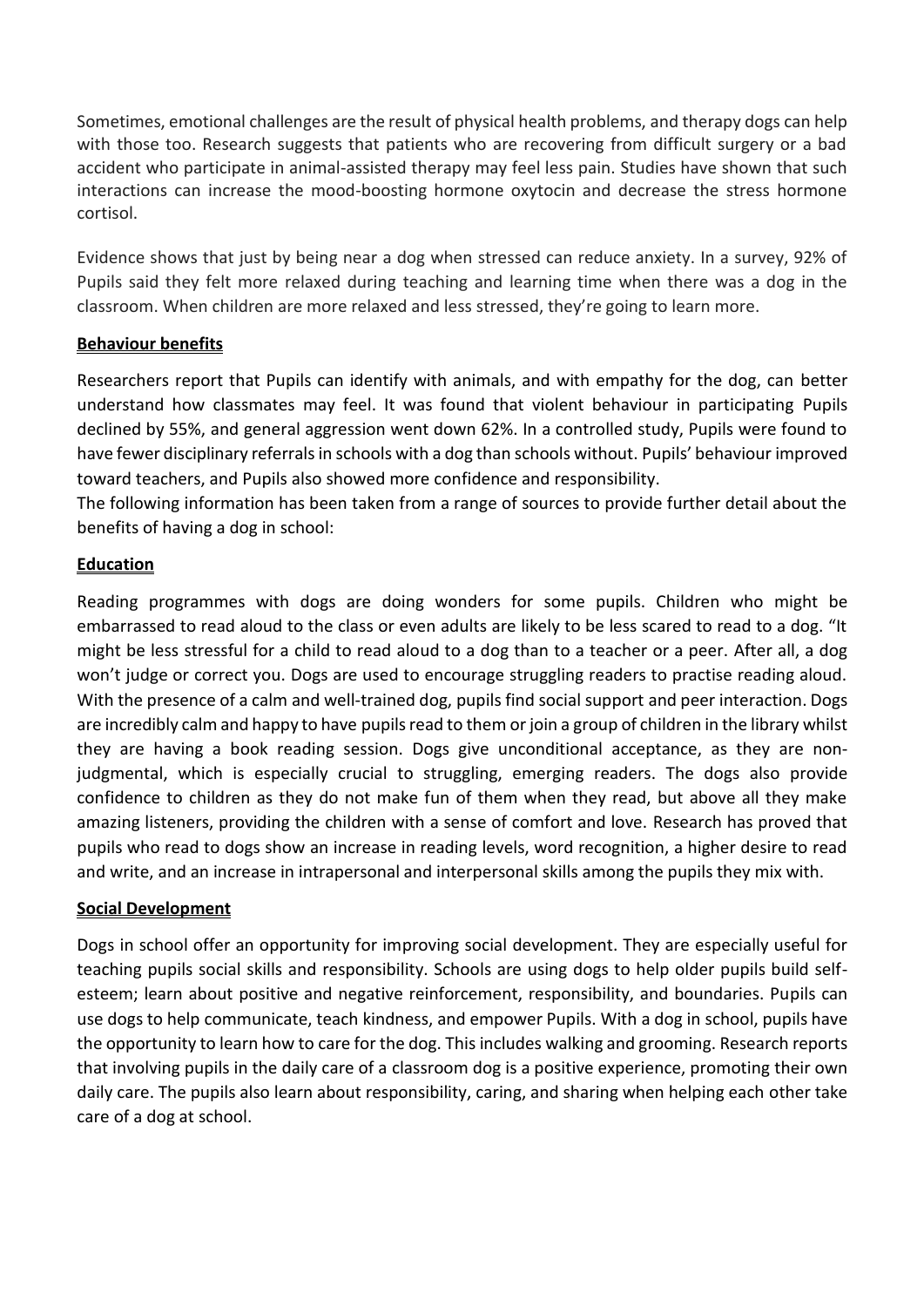Sometimes, emotional challenges are the result of physical health problems, and therapy dogs can help with those too. Research suggests that patients who are recovering from difficult surgery or a bad accident who participate in animal-assisted therapy may feel less pain. Studies have shown that such interactions can increase the mood-boosting hormone oxytocin and decrease the stress hormone cortisol.

Evidence shows that just by being near a dog when stressed can reduce anxiety. In a survey, 92% of Pupils said they felt more relaxed during teaching and learning time when there was a dog in the classroom. When children are more relaxed and less stressed, they're going to learn more.

**Behaviour benefits**

Researchers report that Pupils can identify with animals, and with empathy for the dog, can better understand how classmates may feel. It was found that violent behaviour in participating Pupils declined by 55%, and general aggression went down 62%. In a controlled study, Pupils were found to have fewer disciplinary referrals in schools with a dog than schools without. Pupils' behaviour improved toward teachers, and Pupils also showed more confidence and responsibility.

The following information has been taken from a range of sources to provide further detail about the benefits of having a dog in school:

**Education**

Reading programmes with dogs are doing wonders for some pupils. Children who might be embarrassed to read aloud to the class or even adults are likely to be less scared to read to a dog. "It might be less stressful for a child to read aloud to a dog than to a teacher or a peer. After all, a dog won't judge or correct you. Dogs are used to encourage struggling readers to practise reading aloud. With the presence of a calm and well-trained dog, pupils find social support and peer interaction. Dogs are incredibly calm and happy to have pupils read to them or join a group of children in the library whilst they are having a book reading session. Dogs give unconditional acceptance, as they are non-judgmental, which is especially crucial to struggling, emerging readers. The dogs also provide confidence to children as they do not make fun of them when they read, but above all they make amazing listeners, providing the children with a sense of comfort and love. Research has proved that pupils who read to dogs show an increase in reading levels, word recognition, a higher desire to read and write, and an increase in intrapersonal and interpersonal skills among the pupils they mix with.

**Social Development**

Dogs in school offer an opportunity for improving social development. They are especially useful for teaching pupils social skills and responsibility. Schools are using dogs to help older pupils build self-esteem; learn about positive and negative reinforcement, responsibility, and boundaries. Pupils can use dogs to help communicate, teach kindness, and empower Pupils. With a dog in school, pupils have the opportunity to learn how to care for the dog. This includes walking and grooming. Research reports that involving pupils in the daily care of a classroom dog is a positive experience, promoting their own daily care. The pupils also learn about responsibility, caring, and sharing when helping each other take care of a dog at school.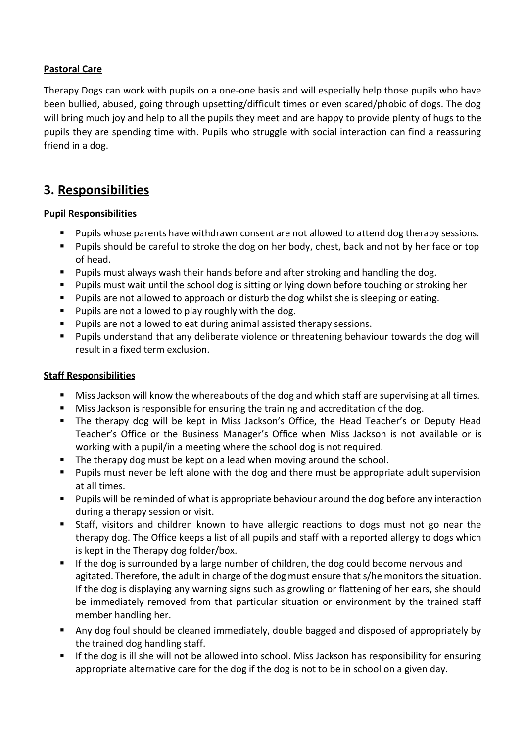**Pastoral Care**

Therapy Dogs can work with pupils on a one-one basis and will especially help those pupils who have been bullied, abused, going through upsetting/difficult times or even scared/phobic of dogs. The dog will bring much joy and help to all the pupils they meet and are happy to provide plenty of hugs to the pupils they are spending time with. Pupils who struggle with social interaction can find a reassuring friend in a dog.

## 3. Responsibilities

**Pupil Responsibilities**

- Pupils whose parents have withdrawn consent are not allowed to attend dog therapy sessions.
- Pupils should be careful to stroke the dog on her body, chest, back and not by her face or top of head.
- Pupils must always wash their hands before and after stroking and handling the dog.
- Pupils must wait until the school dog is sitting or lying down before touching or stroking her
- Pupils are not allowed to approach or disturb the dog whilst she is sleeping or eating.
- Pupils are not allowed to play roughly with the dog.
- Pupils are not allowed to eat during animal assisted therapy sessions.
- Pupils understand that any deliberate violence or threatening behaviour towards the dog will result in a fixed term exclusion.

**Staff Responsibilities**

- Miss Jackson will know the whereabouts of the dog and which staff are supervising at all times.
- Miss Jackson is responsible for ensuring the training and accreditation of the dog.
- The therapy dog will be kept in Miss Jackson's Office, the Head Teacher's or Deputy Head Teacher's Office or the Business Manager's Office when Miss Jackson is not available or is working with a pupil/in a meeting where the school dog is not required.
- The therapy dog must be kept on a lead when moving around the school.
- Pupils must never be left alone with the dog and there must be appropriate adult supervision at all times.
- Pupils will be reminded of what is appropriate behaviour around the dog before any interaction during a therapy session or visit.
- Staff, visitors and children known to have allergic reactions to dogs must not go near the therapy dog. The Office keeps a list of all pupils and staff with a reported allergy to dogs which is kept in the Therapy dog folder/box.
- If the dog is surrounded by a large number of children, the dog could become nervous and agitated. Therefore, the adult in charge of the dog must ensure that s/he monitors the situation. If the dog is displaying any warning signs such as growling or flattening of her ears, she should be immediately removed from that particular situation or environment by the trained staff member handling her.
- Any dog foul should be cleaned immediately, double bagged and disposed of appropriately by the trained dog handling staff.
- If the dog is ill she will not be allowed into school. Miss Jackson has responsibility for ensuring appropriate alternative care for the dog if the dog is not to be in school on a given day.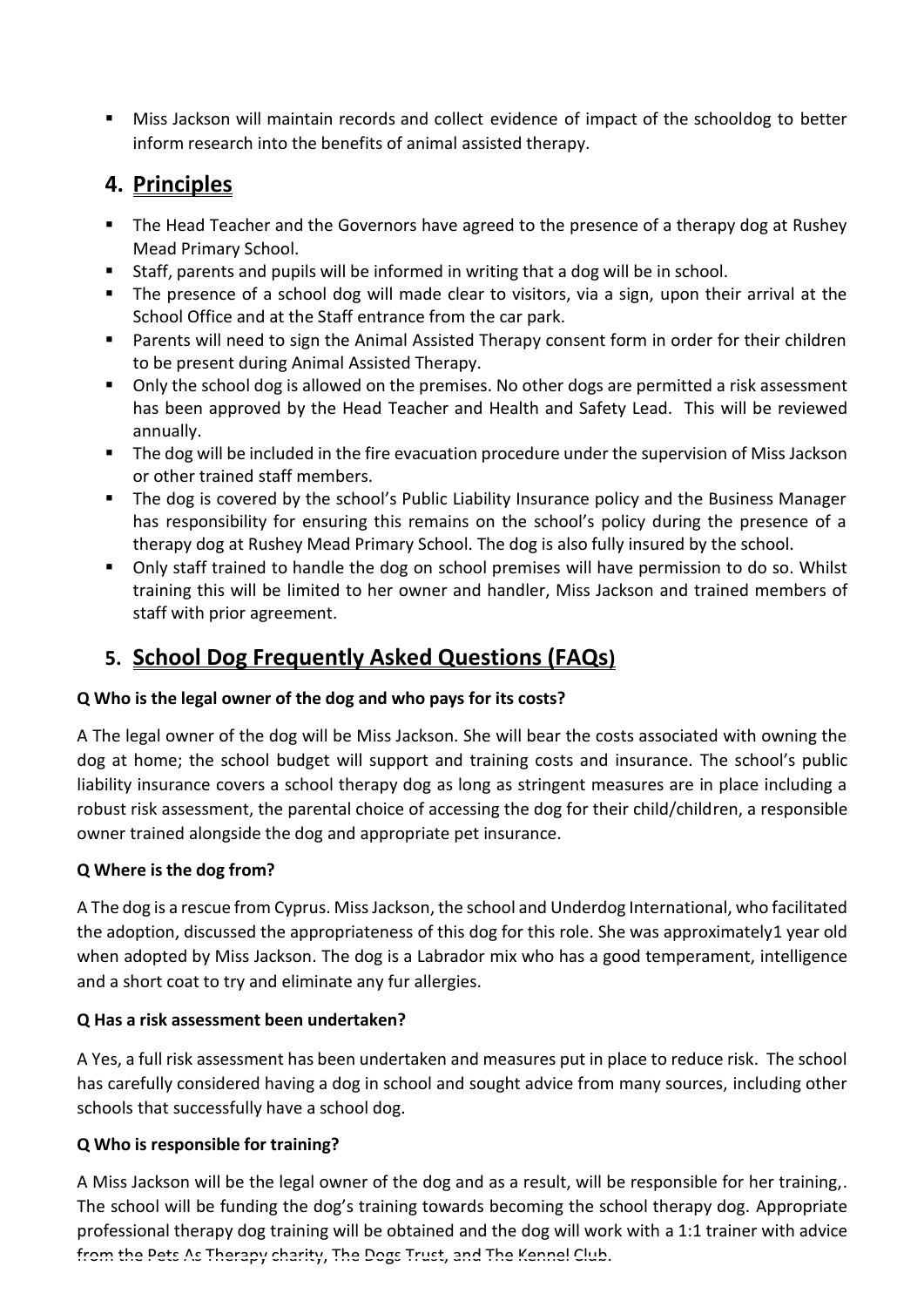- Miss Jackson will maintain records and collect evidence of impact of the schooldog to better inform research into the benefits of animal assisted therapy.

## 4. Principles

- The Head Teacher and the Governors have agreed to the presence of a therapy dog at Rushey Mead Primary School.
- Staff, parents and pupils will be informed in writing that a dog will be in school.
- The presence of a school dog will made clear to visitors, via a sign, upon their arrival at the School Office and at the Staff entrance from the car park.
- Parents will need to sign the Animal Assisted Therapy consent form in order for their children to be present during Animal Assisted Therapy.
- Only the school dog is allowed on the premises. No other dogs are permitted a risk assessment has been approved by the Head Teacher and Health and Safety Lead. This will be reviewed annually.
- The dog will be included in the fire evacuation procedure under the supervision of Miss Jackson or other trained staff members.
- The dog is covered by the school's Public Liability Insurance policy and the Business Manager has responsibility for ensuring this remains on the school's policy during the presence of a therapy dog at Rushey Mead Primary School. The dog is also fully insured by the school.
- Only staff trained to handle the dog on school premises will have permission to do so. Whilst training this will be limited to her owner and handler, Miss Jackson and trained members of staff with prior agreement.

## 5. School Dog Frequently Asked Questions (FAQs)

**Q Who is the legal owner of the dog and who pays for its costs?**

A The legal owner of the dog will be Miss Jackson. She will bear the costs associated with owning the dog at home; the school budget will support and training costs and insurance. The school's public liability insurance covers a school therapy dog as long as stringent measures are in place including a robust risk assessment, the parental choice of accessing the dog for their child/children, a responsible owner trained alongside the dog and appropriate pet insurance.

**Q Where is the dog from?**

A The dog is a rescue from Cyprus. Miss Jackson, the school and Underdog International, who facilitated the adoption, discussed the appropriateness of this dog for this role. She was approximately1 year old when adopted by Miss Jackson. The dog is a Labrador mix who has a good temperament, intelligence and a short coat to try and eliminate any fur allergies.

**Q Has a risk assessment been undertaken?**

A Yes, a full risk assessment has been undertaken and measures put in place to reduce risk. The school has carefully considered having a dog in school and sought advice from many sources, including other schools that successfully have a school dog.

**Q Who is responsible for training?**

A Miss Jackson will be the legal owner of the dog and as a result, will be responsible for her training,. The school will be funding the dog's training towards becoming the school therapy dog. Appropriate professional therapy dog training will be obtained and the dog will work with a 1:1 trainer with advice from the Pets As Therapy charity, The Dogs Trust, and The Kennel Club.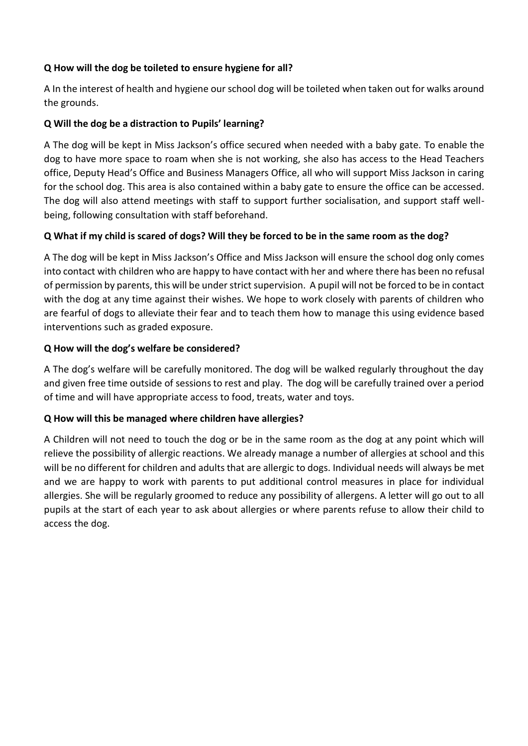**Q How will the dog be toileted to ensure hygiene for all?**

A In the interest of health and hygiene our school dog will be toileted when taken out for walks around the grounds.

**Q Will the dog be a distraction to Pupils' learning?**

A The dog will be kept in Miss Jackson's office secured when needed with a baby gate. To enable the dog to have more space to roam when she is not working, she also has access to the Head Teachers office, Deputy Head's Office and Business Managers Office, all who will support Miss Jackson in caring for the school dog. This area is also contained within a baby gate to ensure the office can be accessed. The dog will also attend meetings with staff to support further socialisation, and support staff well-being, following consultation with staff beforehand.

**Q What if my child is scared of dogs? Will they be forced to be in the same room as the dog?**

A The dog will be kept in Miss Jackson's Office and Miss Jackson will ensure the school dog only comes into contact with children who are happy to have contact with her and where there has been no refusal of permission by parents, this will be under strict supervision. A pupil will not be forced to be in contact with the dog at any time against their wishes. We hope to work closely with parents of children who are fearful of dogs to alleviate their fear and to teach them how to manage this using evidence based interventions such as graded exposure.

**Q How will the dog's welfare be considered?**

A The dog's welfare will be carefully monitored. The dog will be walked regularly throughout the day and given free time outside of sessions to rest and play. The dog will be carefully trained over a period of time and will have appropriate access to food, treats, water and toys.

**Q How will this be managed where children have allergies?**

A Children will not need to touch the dog or be in the same room as the dog at any point which will relieve the possibility of allergic reactions. We already manage a number of allergies at school and this will be no different for children and adults that are allergic to dogs. Individual needs will always be met and we are happy to work with parents to put additional control measures in place for individual allergies. She will be regularly groomed to reduce any possibility of allergens. A letter will go out to all pupils at the start of each year to ask about allergies or where parents refuse to allow their child to access the dog.